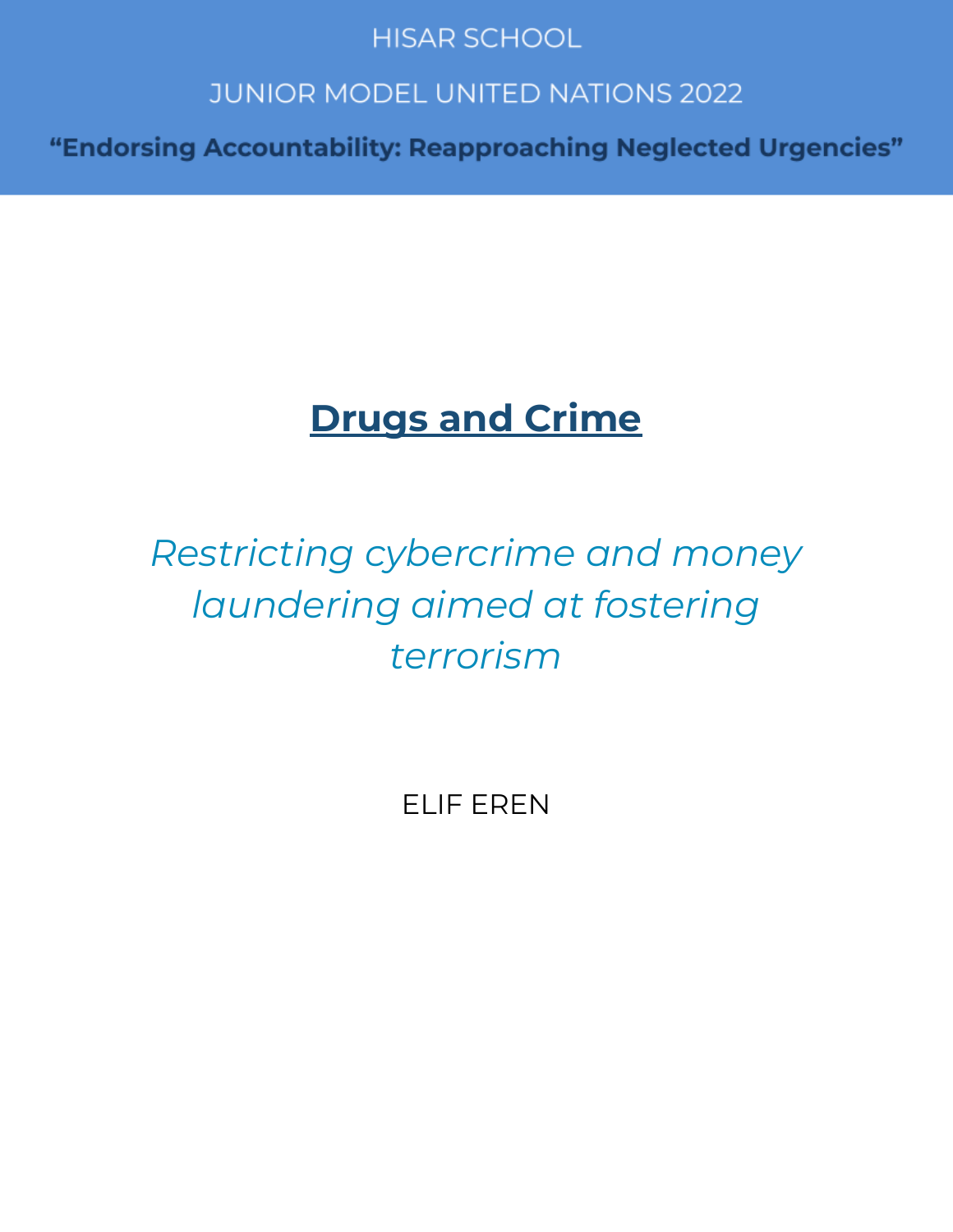HISAR SCHOOL

JUNIOR MODEL UNITED NATIONS 2022

**“Endorsing Accountability: Reapproaching Neglected Urgencies”**

# Drugs and Crime

*Restricting cybercrime and money laundering aimed at fostering terrorism*

ELIF EREN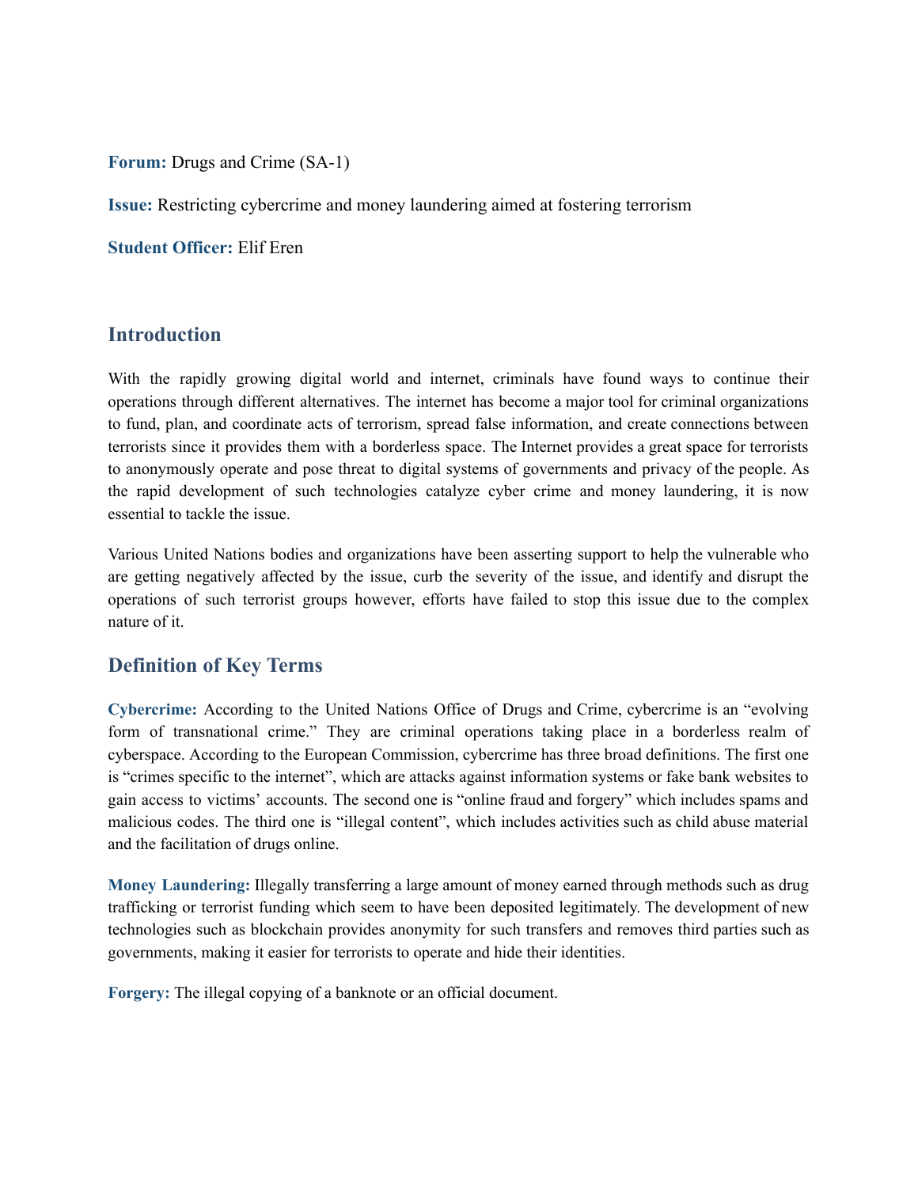**Forum:** Drugs and Crime (SA-1)

**Issue:** Restricting cybercrime and money laundering aimed at fostering terrorism

**Student Officer:** Elif Eren

## Introduction

With the rapidly growing digital world and internet, criminals have found ways to continue their operations through different alternatives. The internet has become a major tool for criminal organizations to fund, plan, and coordinate acts of terrorism, spread false information, and create connections between terrorists since it provides them with a borderless space. The Internet provides a great space for terrorists to anonymously operate and pose threat to digital systems of governments and privacy of the people. As the rapid development of such technologies catalyze cyber crime and money laundering, it is now essential to tackle the issue.

Various United Nations bodies and organizations have been asserting support to help the vulnerable who are getting negatively affected by the issue, curb the severity of the issue, and identify and disrupt the operations of such terrorist groups however, efforts have failed to stop this issue due to the complex nature of it.

## Definition of Key Terms

**Cybercrime:** According to the United Nations Office of Drugs and Crime, cybercrime is an "evolving form of transnational crime." They are criminal operations taking place in a borderless realm of cyberspace. According to the European Commission, cybercrime has three broad definitions. The first one is "crimes specific to the internet", which are attacks against information systems or fake bank websites to gain access to victims' accounts. The second one is "online fraud and forgery" which includes spams and malicious codes. The third one is "illegal content", which includes activities such as child abuse material and the facilitation of drugs online.

**Money Laundering:** Illegally transferring a large amount of money earned through methods such as drug trafficking or terrorist funding which seem to have been deposited legitimately. The development of new technologies such as blockchain provides anonymity for such transfers and removes third parties such as governments, making it easier for terrorists to operate and hide their identities.

**Forgery:** The illegal copying of a banknote or an official document.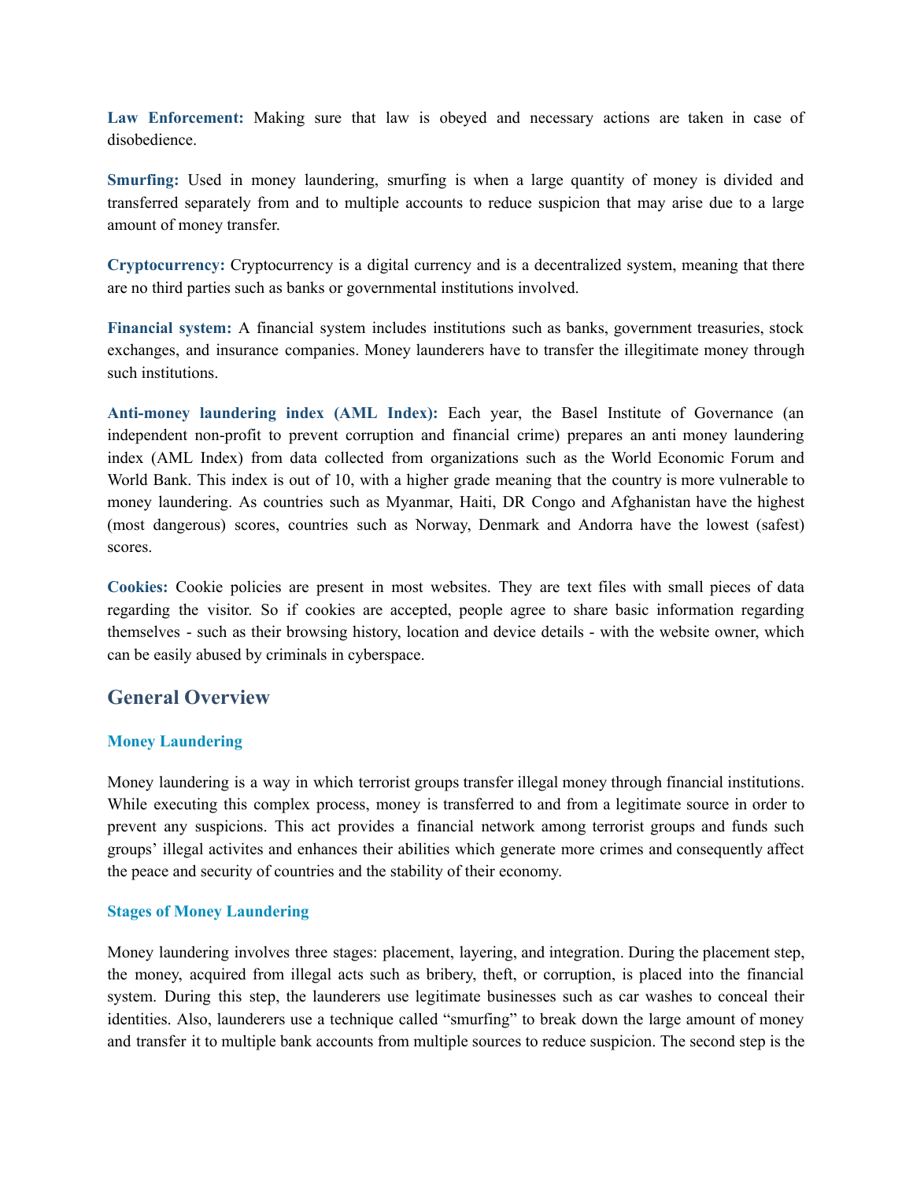**Law Enforcement:** Making sure that law is obeyed and necessary actions are taken in case of disobedience.

**Smurfing:** Used in money laundering, smurfing is when a large quantity of money is divided and transferred separately from and to multiple accounts to reduce suspicion that may arise due to a large amount of money transfer.

**Cryptocurrency:** Cryptocurrency is a digital currency and is a decentralized system, meaning that there are no third parties such as banks or governmental institutions involved.

**Financial system:** A financial system includes institutions such as banks, government treasuries, stock exchanges, and insurance companies. Money launderers have to transfer the illegitimate money through such institutions.

**Anti-money laundering index (AML Index):** Each year, the Basel Institute of Governance (an independent non-profit to prevent corruption and financial crime) prepares an anti money laundering index (AML Index) from data collected from organizations such as the World Economic Forum and World Bank. This index is out of 10, with a higher grade meaning that the country is more vulnerable to money laundering. As countries such as Myanmar, Haiti, DR Congo and Afghanistan have the highest (most dangerous) scores, countries such as Norway, Denmark and Andorra have the lowest (safest) scores.

**Cookies:** Cookie policies are present in most websites. They are text files with small pieces of data regarding the visitor. So if cookies are accepted, people agree to share basic information regarding themselves - such as their browsing history, location and device details - with the website owner, which can be easily abused by criminals in cyberspace.

## General Overview

### Money Laundering

Money laundering is a way in which terrorist groups transfer illegal money through financial institutions. While executing this complex process, money is transferred to and from a legitimate source in order to prevent any suspicions. This act provides a financial network among terrorist groups and funds such groups' illegal activites and enhances their abilities which generate more crimes and consequently affect the peace and security of countries and the stability of their economy.

### Stages of Money Laundering

Money laundering involves three stages: placement, layering, and integration. During the placement step, the money, acquired from illegal acts such as bribery, theft, or corruption, is placed into the financial system. During this step, the launderers use legitimate businesses such as car washes to conceal their identities. Also, launderers use a technique called "smurfing" to break down the large amount of money and transfer it to multiple bank accounts from multiple sources to reduce suspicion. The second step is the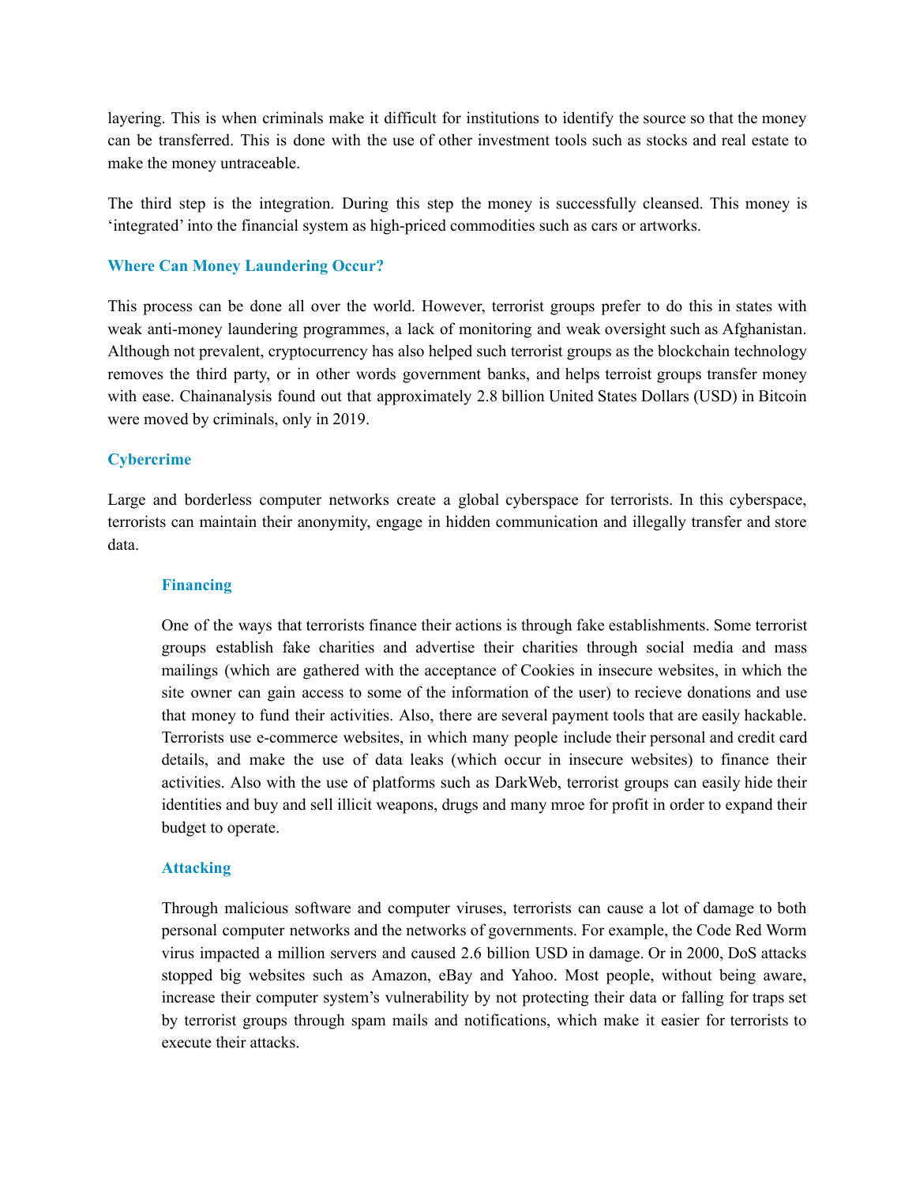layering. This is when criminals make it difficult for institutions to identify the source so that the money can be transferred. This is done with the use of other investment tools such as stocks and real estate to make the money untraceable.

The third step is the integration. During this step the money is successfully cleansed. This money is 'integrated' into the financial system as high-priced commodities such as cars or artworks.

### Where Can Money Laundering Occur?

This process can be done all over the world. However, terrorist groups prefer to do this in states with weak anti-money laundering programmes, a lack of monitoring and weak oversight such as Afghanistan. Although not prevalent, cryptocurrency has also helped such terrorist groups as the blockchain technology removes the third party, or in other words government banks, and helps terroist groups transfer money with ease. Chainanalysis found out that approximately 2.8 billion United States Dollars (USD) in Bitcoin were moved by criminals, only in 2019.

### Cybercrime

Large and borderless computer networks create a global cyberspace for terrorists. In this cyberspace, terrorists can maintain their anonymity, engage in hidden communication and illegally transfer and store data.

#### Financing

One of the ways that terrorists finance their actions is through fake establishments. Some terrorist groups establish fake charities and advertise their charities through social media and mass mailings (which are gathered with the acceptance of Cookies in insecure websites, in which the site owner can gain access to some of the information of the user) to recieve donations and use that money to fund their activities. Also, there are several payment tools that are easily hackable. Terrorists use e-commerce websites, in which many people include their personal and credit card details, and make the use of data leaks (which occur in insecure websites) to finance their activities. Also with the use of platforms such as DarkWeb, terrorist groups can easily hide their identities and buy and sell illicit weapons, drugs and many mroe for profit in order to expand their budget to operate.

#### Attacking

Through malicious software and computer viruses, terrorists can cause a lot of damage to both personal computer networks and the networks of governments. For example, the Code Red Worm virus impacted a million servers and caused 2.6 billion USD in damage. Or in 2000, DoS attacks stopped big websites such as Amazon, eBay and Yahoo. Most people, without being aware, increase their computer system's vulnerability by not protecting their data or falling for traps set by terrorist groups through spam mails and notifications, which make it easier for terrorists to execute their attacks.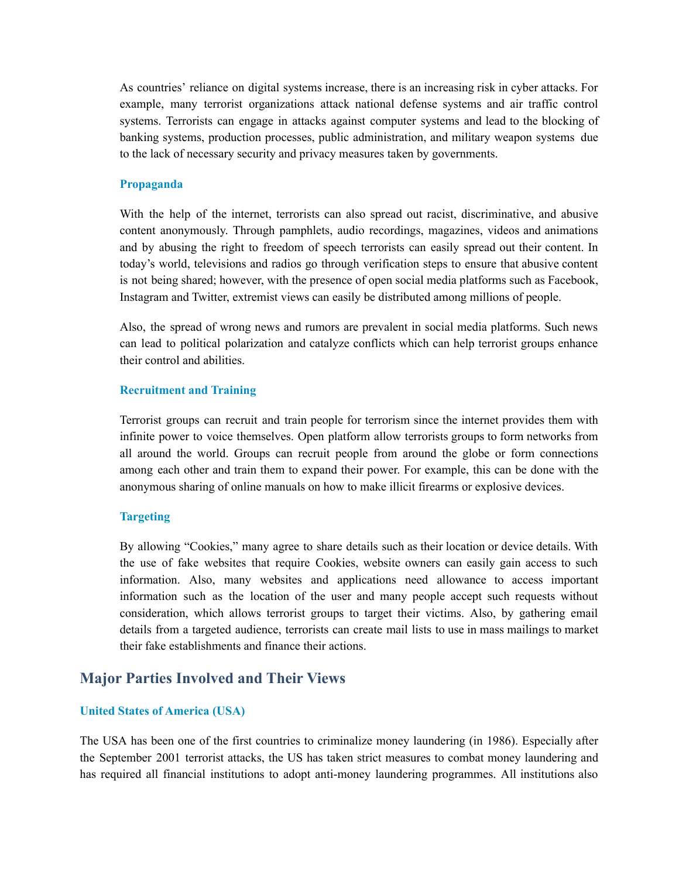As countries' reliance on digital systems increase, there is an increasing risk in cyber attacks. For example, many terrorist organizations attack national defense systems and air traffic control systems. Terrorists can engage in attacks against computer systems and lead to the blocking of banking systems, production processes, public administration, and military weapon systems due to the lack of necessary security and privacy measures taken by governments.

### Propaganda

With the help of the internet, terrorists can also spread out racist, discriminative, and abusive content anonymously. Through pamphlets, audio recordings, magazines, videos and animations and by abusing the right to freedom of speech terrorists can easily spread out their content. In today's world, televisions and radios go through verification steps to ensure that abusive content is not being shared; however, with the presence of open social media platforms such as Facebook, Instagram and Twitter, extremist views can easily be distributed among millions of people.

Also, the spread of wrong news and rumors are prevalent in social media platforms. Such news can lead to political polarization and catalyze conflicts which can help terrorist groups enhance their control and abilities.

### Recruitment and Training

Terrorist groups can recruit and train people for terrorism since the internet provides them with infinite power to voice themselves. Open platform allow terrorists groups to form networks from all around the world. Groups can recruit people from around the globe or form connections among each other and train them to expand their power. For example, this can be done with the anonymous sharing of online manuals on how to make illicit firearms or explosive devices.

### Targeting

By allowing "Cookies," many agree to share details such as their location or device details. With the use of fake websites that require Cookies, website owners can easily gain access to such information. Also, many websites and applications need allowance to access important information such as the location of the user and many people accept such requests without consideration, which allows terrorist groups to target their victims. Also, by gathering email details from a targeted audience, terrorists can create mail lists to use in mass mailings to market their fake establishments and finance their actions.

## Major Parties Involved and Their Views

### United States of America (USA)

The USA has been one of the first countries to criminalize money laundering (in 1986). Especially after the September 2001 terrorist attacks, the US has taken strict measures to combat money laundering and has required all financial institutions to adopt anti-money laundering programmes. All institutions also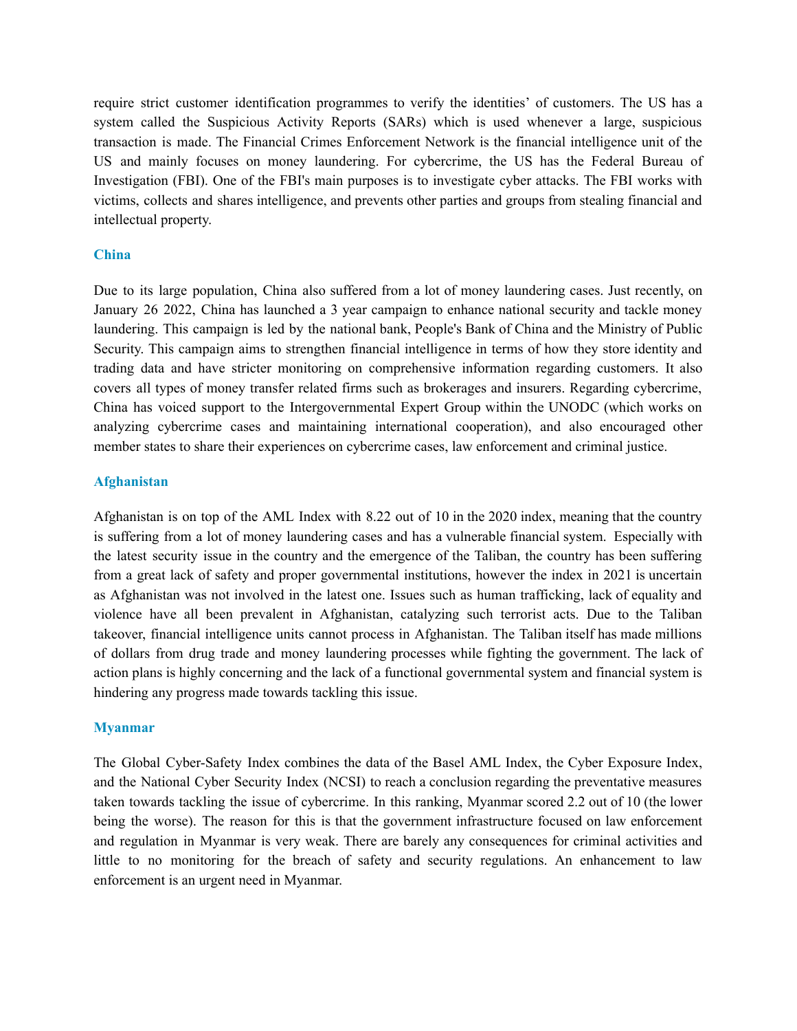require strict customer identification programmes to verify the identities' of customers. The US has a system called the Suspicious Activity Reports (SARs) which is used whenever a large, suspicious transaction is made. The Financial Crimes Enforcement Network is the financial intelligence unit of the US and mainly focuses on money laundering. For cybercrime, the US has the Federal Bureau of Investigation (FBI). One of the FBI's main purposes is to investigate cyber attacks. The FBI works with victims, collects and shares intelligence, and prevents other parties and groups from stealing financial and intellectual property.

### China

Due to its large population, China also suffered from a lot of money laundering cases. Just recently, on January 26 2022, China has launched a 3 year campaign to enhance national security and tackle money laundering. This campaign is led by the national bank, People's Bank of China and the Ministry of Public Security. This campaign aims to strengthen financial intelligence in terms of how they store identity and trading data and have stricter monitoring on comprehensive information regarding customers. It also covers all types of money transfer related firms such as brokerages and insurers. Regarding cybercrime, China has voiced support to the Intergovernmental Expert Group within the UNODC (which works on analyzing cybercrime cases and maintaining international cooperation), and also encouraged other member states to share their experiences on cybercrime cases, law enforcement and criminal justice.

### Afghanistan

Afghanistan is on top of the AML Index with 8.22 out of 10 in the 2020 index, meaning that the country is suffering from a lot of money laundering cases and has a vulnerable financial system. Especially with the latest security issue in the country and the emergence of the Taliban, the country has been suffering from a great lack of safety and proper governmental institutions, however the index in 2021 is uncertain as Afghanistan was not involved in the latest one. Issues such as human trafficking, lack of equality and violence have all been prevalent in Afghanistan, catalyzing such terrorist acts. Due to the Taliban takeover, financial intelligence units cannot process in Afghanistan. The Taliban itself has made millions of dollars from drug trade and money laundering processes while fighting the government. The lack of action plans is highly concerning and the lack of a functional governmental system and financial system is hindering any progress made towards tackling this issue.

### Myanmar

The Global Cyber-Safety Index combines the data of the Basel AML Index, the Cyber Exposure Index, and the National Cyber Security Index (NCSI) to reach a conclusion regarding the preventative measures taken towards tackling the issue of cybercrime. In this ranking, Myanmar scored 2.2 out of 10 (the lower being the worse). The reason for this is that the government infrastructure focused on law enforcement and regulation in Myanmar is very weak. There are barely any consequences for criminal activities and little to no monitoring for the breach of safety and security regulations. An enhancement to law enforcement is an urgent need in Myanmar.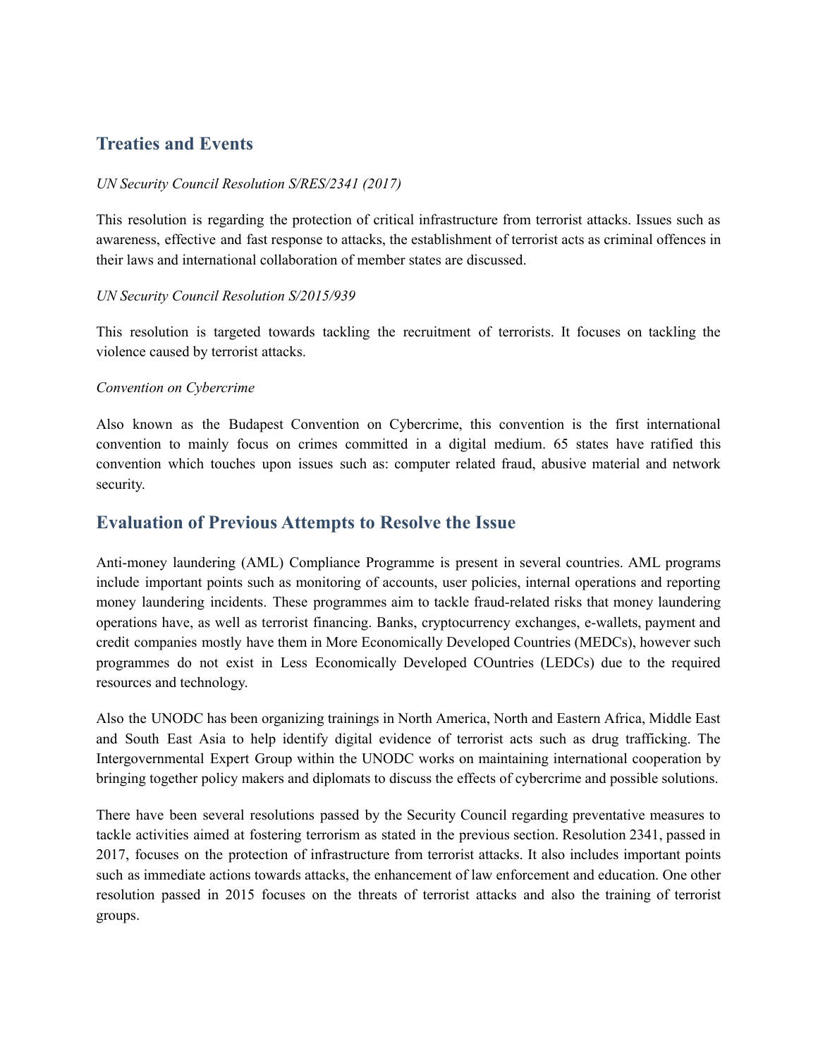## Treaties and Events

*UN Security Council Resolution S/RES/2341 (2017)*

This resolution is regarding the protection of critical infrastructure from terrorist attacks. Issues such as awareness, effective and fast response to attacks, the establishment of terrorist acts as criminal offences in their laws and international collaboration of member states are discussed.

*UN Security Council Resolution S/2015/939*

This resolution is targeted towards tackling the recruitment of terrorists. It focuses on tackling the violence caused by terrorist attacks.

*Convention on Cybercrime*

Also known as the Budapest Convention on Cybercrime, this convention is the first international convention to mainly focus on crimes committed in a digital medium. 65 states have ratified this convention which touches upon issues such as: computer related fraud, abusive material and network security.

## Evaluation of Previous Attempts to Resolve the Issue

Anti-money laundering (AML) Compliance Programme is present in several countries. AML programs include important points such as monitoring of accounts, user policies, internal operations and reporting money laundering incidents. These programmes aim to tackle fraud-related risks that money laundering operations have, as well as terrorist financing. Banks, cryptocurrency exchanges, e-wallets, payment and credit companies mostly have them in More Economically Developed Countries (MEDCs), however such programmes do not exist in Less Economically Developed COuntries (LEDCs) due to the required resources and technology.

Also the UNODC has been organizing trainings in North America, North and Eastern Africa, Middle East and South East Asia to help identify digital evidence of terrorist acts such as drug trafficking. The Intergovernmental Expert Group within the UNODC works on maintaining international cooperation by bringing together policy makers and diplomats to discuss the effects of cybercrime and possible solutions.

There have been several resolutions passed by the Security Council regarding preventative measures to tackle activities aimed at fostering terrorism as stated in the previous section. Resolution 2341, passed in 2017, focuses on the protection of infrastructure from terrorist attacks. It also includes important points such as immediate actions towards attacks, the enhancement of law enforcement and education. One other resolution passed in 2015 focuses on the threats of terrorist attacks and also the training of terrorist groups.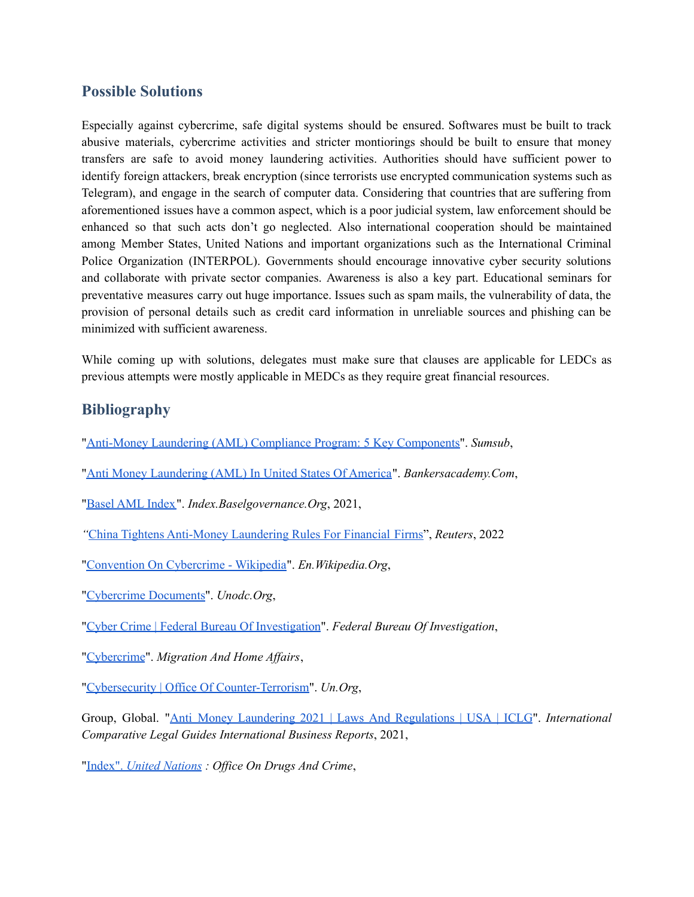## Possible Solutions

Especially against cybercrime, safe digital systems should be ensured. Softwares must be built to track abusive materials, cybercrime activities and stricter montiorings should be built to ensure that money transfers are safe to avoid money laundering activities. Authorities should have sufficient power to identify foreign attackers, break encryption (since terrorists use encrypted communication systems such as Telegram), and engage in the search of computer data. Considering that countries that are suffering from aforementioned issues have a common aspect, which is a poor judicial system, law enforcement should be enhanced so that such acts don't go neglected. Also international cooperation should be maintained among Member States, United Nations and important organizations such as the International Criminal Police Organization (INTERPOL). Governments should encourage innovative cyber security solutions and collaborate with private sector companies. Awareness is also a key part. Educational seminars for preventative measures carry out huge importance. Issues such as spam mails, the vulnerability of data, the provision of personal details such as credit card information in unreliable sources and phishing can be minimized with sufficient awareness.

While coming up with solutions, delegates must make sure that clauses are applicable for LEDCs as previous attempts were mostly applicable in MEDCs as they require great financial resources.

## Bibliography

"Anti-Money Laundering (AML) Compliance Program: 5 Key Components". *Sumsub*,

"Anti Money Laundering (AML) In United States Of America". *Bankersacademy.Com*,

"Basel AML Index". *Index.Baselgovernance.Org*, 2021,

"China Tightens Anti-Money Laundering Rules For Financial Firms", *Reuters*, 2022

"Convention On Cybercrime - Wikipedia". *En.Wikipedia.Org*,

"Cybercrime Documents". *Unodc.Org*,

"Cyber Crime | Federal Bureau Of Investigation". *Federal Bureau Of Investigation*,

"Cybercrime". *Migration And Home Affairs*,

"Cybersecurity | Office Of Counter-Terrorism". *Un.Org*,

Group, Global. "Anti Money Laundering 2021 | Laws And Regulations | USA | ICLG". *International Comparative Legal Guides International Business Reports*, 2021,

"Index". *United Nations : Office On Drugs And Crime*,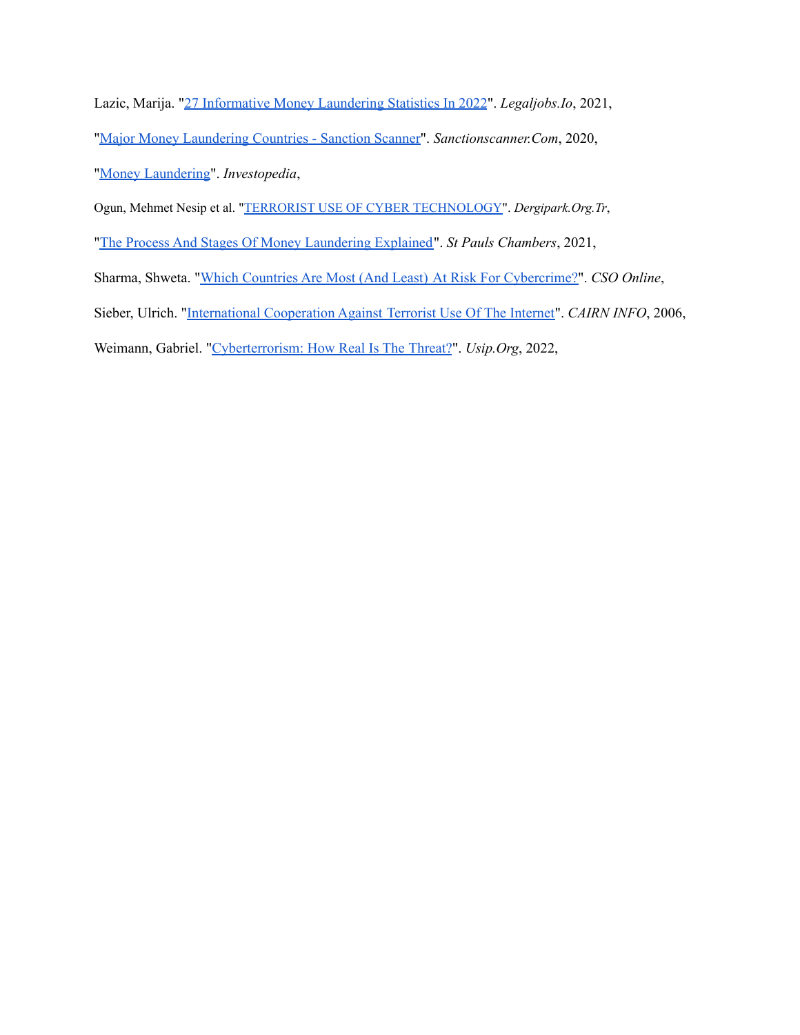Lazic, Marija. "27 Informative Money Laundering Statistics In 2022". *Legaljobs.Io*, 2021,

"Major Money Laundering Countries - Sanction Scanner". *Sanctionscanner.Com*, 2020,

"Money Laundering". *Investopedia*,

Ogun, Mehmet Nesip et al. "TERRORIST USE OF CYBER TECHNOLOGY". *Dergipark.Org.Tr*,

"The Process And Stages Of Money Laundering Explained". *St Pauls Chambers*, 2021,

Sharma, Shweta. "Which Countries Are Most (And Least) At Risk For Cybercrime?". *CSO Online*,

Sieber, Ulrich. "International Cooperation Against Terrorist Use Of The Internet". *CAIRN INFO*, 2006,

Weimann, Gabriel. "Cyberterrorism: How Real Is The Threat?". *Usip.Org*, 2022,